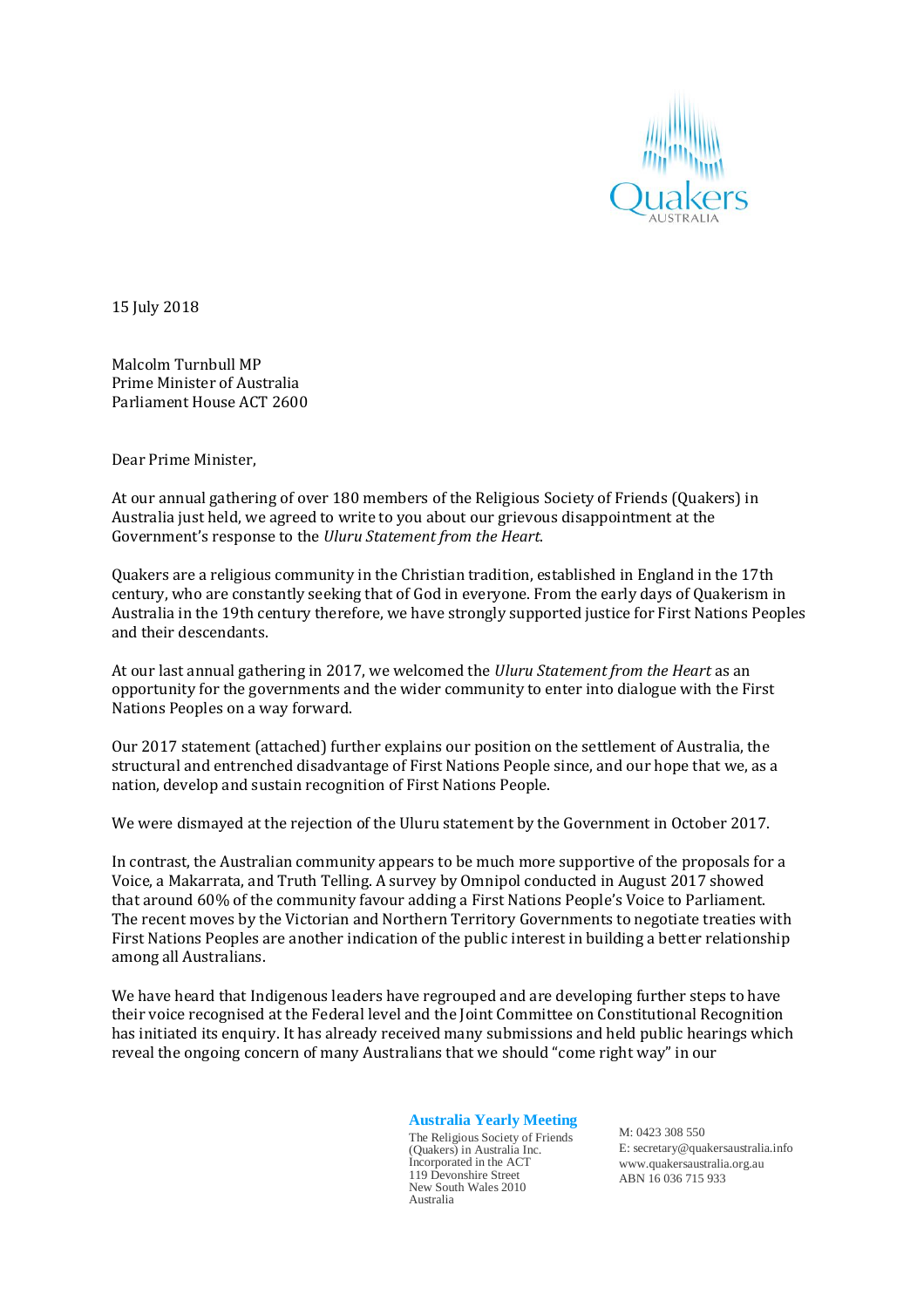15 July 2018

Malcolm Turnbull MP
Prime Minister of Australia
Parliament House ACT 2600

Dear Prime Minister,

At our annual gathering of over 180 members of the Religious Society of Friends (Quakers) in Australia just held, we agreed to write to you about our grievous disappointment at the Government's response to the *Uluru Statement from the Heart*.

Quakers are a religious community in the Christian tradition, established in England in the 17th century, who are constantly seeking that of God in everyone. From the early days of Quakerism in Australia in the 19th century therefore, we have strongly supported justice for First Nations Peoples and their descendants.

At our last annual gathering in 2017, we welcomed the *Uluru Statement from the Heart* as an opportunity for the governments and the wider community to enter into dialogue with the First Nations Peoples on a way forward.

Our 2017 statement (attached) further explains our position on the settlement of Australia, the structural and entrenched disadvantage of First Nations People since, and our hope that we, as a nation, develop and sustain recognition of First Nations People.

We were dismayed at the rejection of the Uluru statement by the Government in October 2017.

In contrast, the Australian community appears to be much more supportive of the proposals for a Voice, a Makarrata, and Truth Telling. A survey by Omnipol conducted in August 2017 showed that around 60% of the community favour adding a First Nations People's Voice to Parliament. The recent moves by the Victorian and Northern Territory Governments to negotiate treaties with First Nations Peoples are another indication of the public interest in building a better relationship among all Australians.

We have heard that Indigenous leaders have regrouped and are developing further steps to have their voice recognised at the Federal level and the Joint Committee on Constitutional Recognition has initiated its enquiry. It has already received many submissions and held public hearings which reveal the ongoing concern of many Australians that we should "come right way" in our

**Australia Yearly Meeting**
The Religious Society of Friends (Quakers) in Australia Inc.
Incorporated in the ACT
119 Devonshire Street
New South Wales 2010
Australia

M: 0423 308 550
E: secretary@quakersaustralia.info
www.quakersaustralia.org.au
ABN 16 036 715 933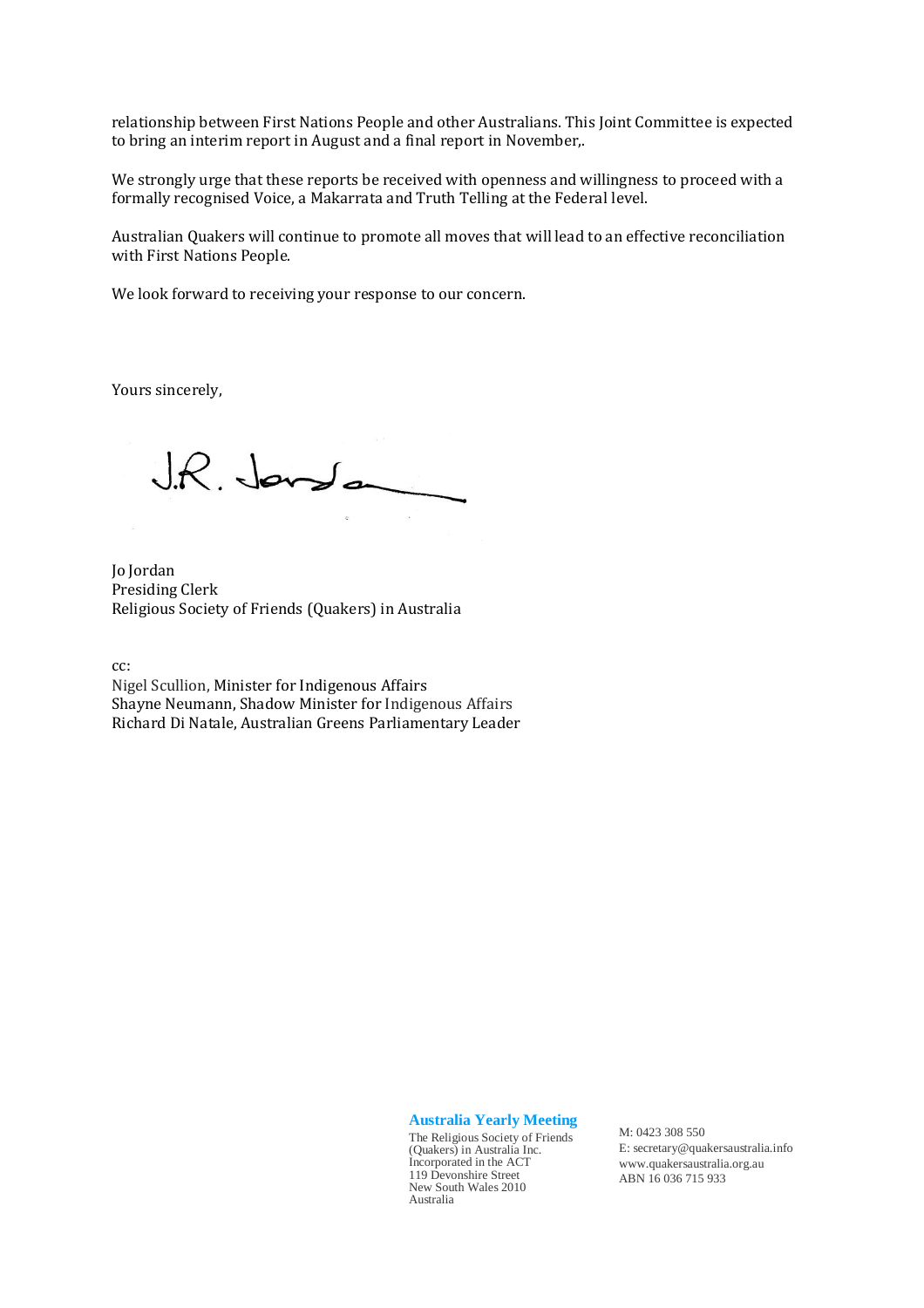relationship between First Nations People and other Australians. This Joint Committee is expected to bring an interim report in August and a final report in November,.

We strongly urge that these reports be received with openness and willingness to proceed with a formally recognised Voice, a Makarrata and Truth Telling at the Federal level.

Australian Quakers will continue to promote all moves that will lead to an effective reconciliation with First Nations People.

We look forward to receiving your response to our concern.

Yours sincerely,

J.R. Jordan

Jo Jordan
Presiding Clerk
Religious Society of Friends (Quakers) in Australia

cc:
Nigel Scullion, Minister for Indigenous Affairs
Shayne Neumann, Shadow Minister for Indigenous Affairs
Richard Di Natale, Australian Greens Parliamentary Leader

**Australia Yearly Meeting**
The Religious Society of Friends (Quakers) in Australia Inc.
Incorporated in the ACT
119 Devonshire Street
New South Wales 2010
Australia

M: 0423 308 550
E: secretary@quakersaustralia.info
www.quakersaustralia.org.au
ABN 16 036 715 933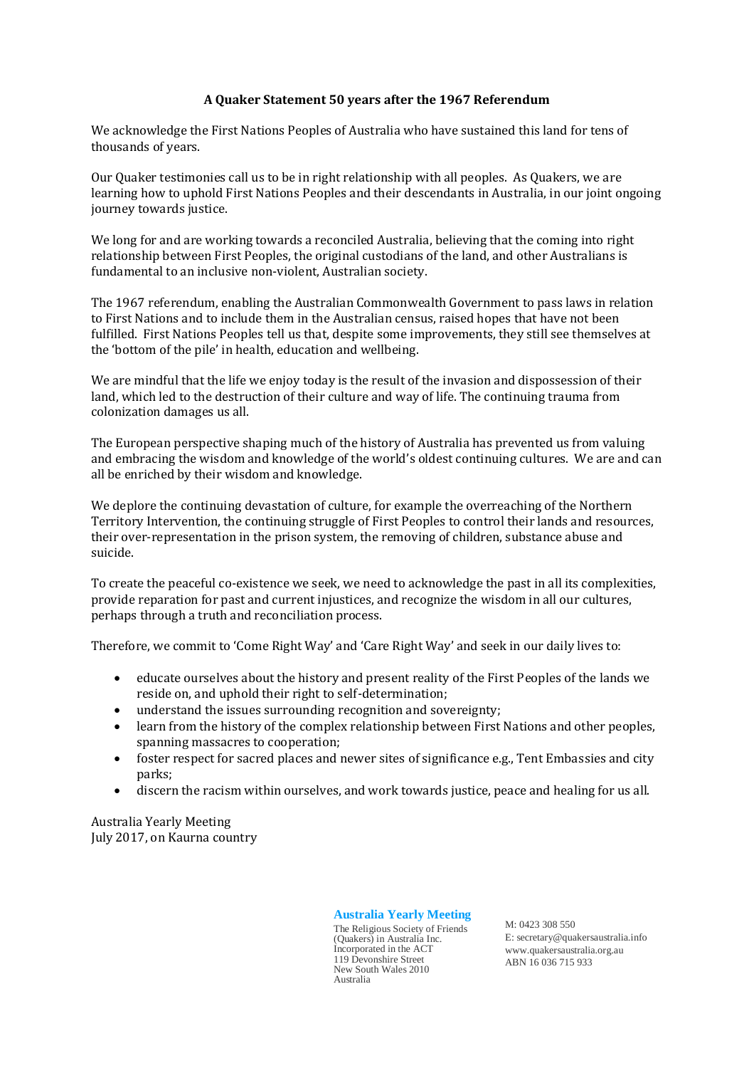# A Quaker Statement 50 years after the 1967 Referendum

We acknowledge the First Nations Peoples of Australia who have sustained this land for tens of thousands of years.

Our Quaker testimonies call us to be in right relationship with all peoples. As Quakers, we are learning how to uphold First Nations Peoples and their descendants in Australia, in our joint ongoing journey towards justice.

We long for and are working towards a reconciled Australia, believing that the coming into right relationship between First Peoples, the original custodians of the land, and other Australians is fundamental to an inclusive non-violent, Australian society.

The 1967 referendum, enabling the Australian Commonwealth Government to pass laws in relation to First Nations and to include them in the Australian census, raised hopes that have not been fulfilled. First Nations Peoples tell us that, despite some improvements, they still see themselves at the 'bottom of the pile' in health, education and wellbeing.

We are mindful that the life we enjoy today is the result of the invasion and dispossession of their land, which led to the destruction of their culture and way of life. The continuing trauma from colonization damages us all.

The European perspective shaping much of the history of Australia has prevented us from valuing and embracing the wisdom and knowledge of the world's oldest continuing cultures. We are and can all be enriched by their wisdom and knowledge.

We deplore the continuing devastation of culture, for example the overreaching of the Northern Territory Intervention, the continuing struggle of First Peoples to control their lands and resources, their over-representation in the prison system, the removing of children, substance abuse and suicide.

To create the peaceful co-existence we seek, we need to acknowledge the past in all its complexities, provide reparation for past and current injustices, and recognize the wisdom in all our cultures, perhaps through a truth and reconciliation process.

Therefore, we commit to 'Come Right Way' and 'Care Right Way' and seek in our daily lives to:

- educate ourselves about the history and present reality of the First Peoples of the lands we reside on, and uphold their right to self-determination;
- understand the issues surrounding recognition and sovereignty;
- learn from the history of the complex relationship between First Nations and other peoples, spanning massacres to cooperation;
- foster respect for sacred places and newer sites of significance e.g., Tent Embassies and city parks;
- discern the racism within ourselves, and work towards justice, peace and healing for us all.

Australia Yearly Meeting
July 2017, on Kaurna country

**Australia Yearly Meeting**
The Religious Society of Friends (Quakers) in Australia Inc.
Incorporated in the ACT
119 Devonshire Street
New South Wales 2010
Australia

M: 0423 308 550
E: secretary@quakersaustralia.info
www.quakersaustralia.org.au
ABN 16 036 715 933